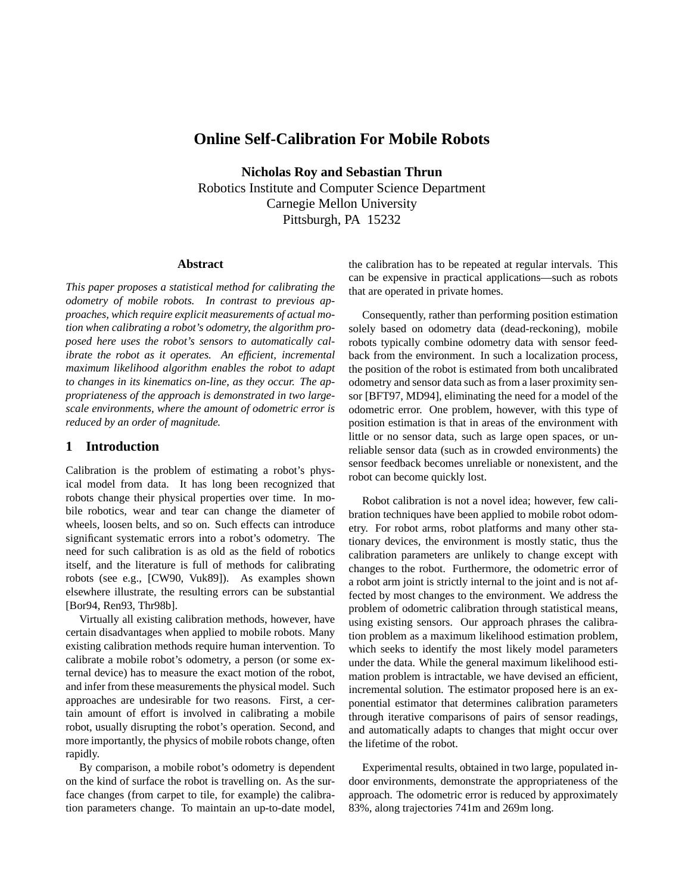# Online Self-Calibration For Mobile Robots

**Nicholas Roy and Sebastian Thrun**

Robotics Institute and Computer Science Department
Carnegie Mellon University
Pittsburgh, PA 15232

## Abstract

*This paper proposes a statistical method for calibrating the odometry of mobile robots. In contrast to previous approaches, which require explicit measurements of actual motion when calibrating a robot's odometry, the algorithm proposed here uses the robot's sensors to automatically calibrate the robot as it operates. An efficient, incremental maximum likelihood algorithm enables the robot to adapt to changes in its kinematics on-line, as they occur. The appropriateness of the approach is demonstrated in two large-scale environments, where the amount of odometric error is reduced by an order of magnitude.*

## 1 Introduction

Calibration is the problem of estimating a robot's physical model from data. It has long been recognized that robots change their physical properties over time. In mobile robotics, wear and tear can change the diameter of wheels, loosen belts, and so on. Such effects can introduce significant systematic errors into a robot's odometry. The need for such calibration is as old as the field of robotics itself, and the literature is full of methods for calibrating robots (see e.g., [CW90, Vuk89]). As examples shown elsewhere illustrate, the resulting errors can be substantial [Bor94, Ren93, Thr98b].

Virtually all existing calibration methods, however, have certain disadvantages when applied to mobile robots. Many existing calibration methods require human intervention. To calibrate a mobile robot's odometry, a person (or some external device) has to measure the exact motion of the robot, and infer from these measurements the physical model. Such approaches are undesirable for two reasons. First, a certain amount of effort is involved in calibrating a mobile robot, usually disrupting the robot's operation. Second, and more importantly, the physics of mobile robots change, often rapidly.

By comparison, a mobile robot's odometry is dependent on the kind of surface the robot is travelling on. As the surface changes (from carpet to tile, for example) the calibration parameters change. To maintain an up-to-date model, the calibration has to be repeated at regular intervals. This can be expensive in practical applications—such as robots that are operated in private homes.

Consequently, rather than performing position estimation solely based on odometry data (dead-reckoning), mobile robots typically combine odometry data with sensor feedback from the environment. In such a localization process, the position of the robot is estimated from both uncalibrated odometry and sensor data such as from a laser proximity sensor [BFT97, MD94], eliminating the need for a model of the odometric error. One problem, however, with this type of position estimation is that in areas of the environment with little or no sensor data, such as large open spaces, or unreliable sensor data (such as in crowded environments) the sensor feedback becomes unreliable or nonexistent, and the robot can become quickly lost.

Robot calibration is not a novel idea; however, few calibration techniques have been applied to mobile robot odometry. For robot arms, robot platforms and many other stationary devices, the environment is mostly static, thus the calibration parameters are unlikely to change except with changes to the robot. Furthermore, the odometric error of a robot arm joint is strictly internal to the joint and is not affected by most changes to the environment. We address the problem of odometric calibration through statistical means, using existing sensors. Our approach phrases the calibration problem as a maximum likelihood estimation problem, which seeks to identify the most likely model parameters under the data. While the general maximum likelihood estimation problem is intractable, we have devised an efficient, incremental solution. The estimator proposed here is an exponential estimator that determines calibration parameters through iterative comparisons of pairs of sensor readings, and automatically adapts to changes that might occur over the lifetime of the robot.

Experimental results, obtained in two large, populated indoor environments, demonstrate the appropriateness of the approach. The odometric error is reduced by approximately 83%, along trajectories 741m and 269m long.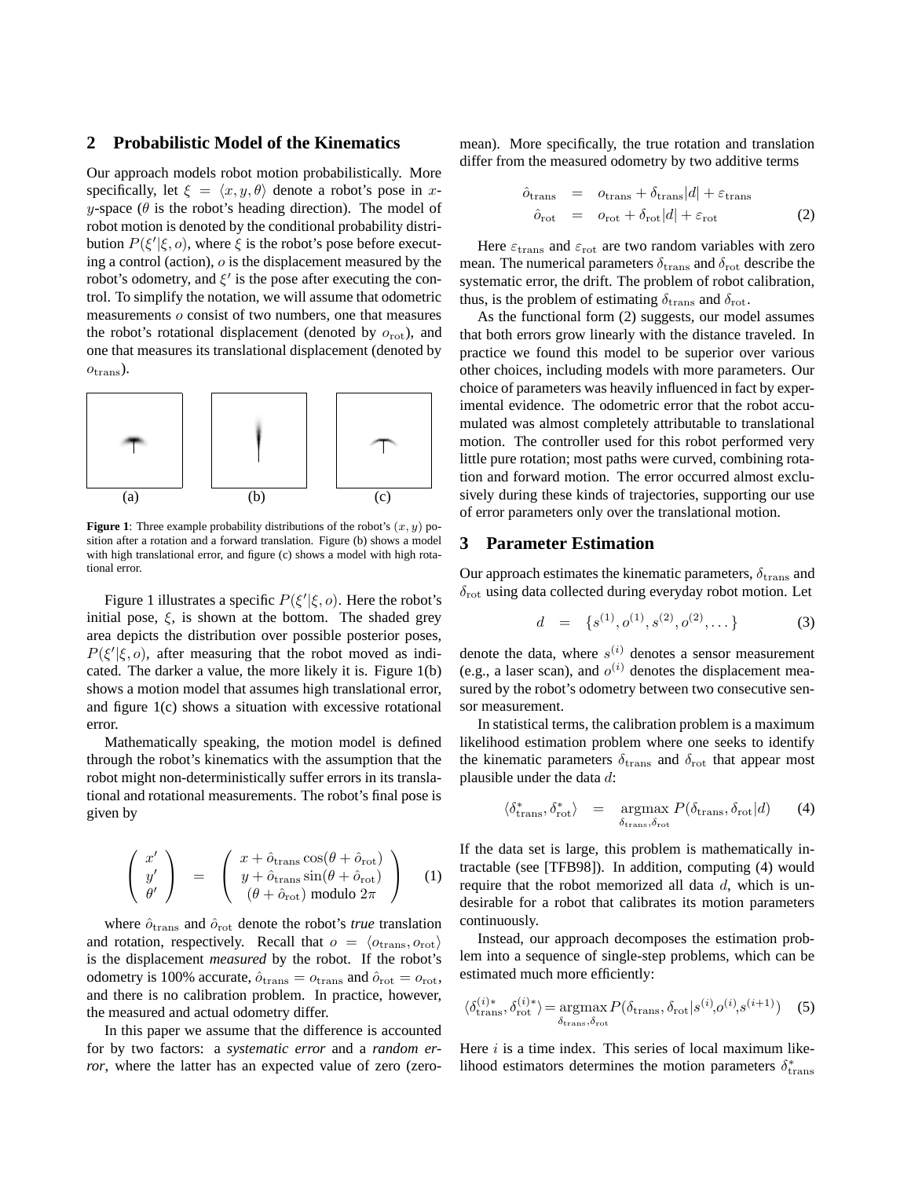## 2 Probabilistic Model of the Kinematics

Our approach models robot motion probabilistically. More specifically, let $\xi = \langle x, y, \theta \rangle$ denote a robot's pose in $x$-$y$-space ($\theta$ is the robot's heading direction). The model of robot motion is denoted by the conditional probability distribution $P(\xi'|\xi, o)$, where $\xi$ is the robot's pose before executing a control (action), $o$ is the displacement measured by the robot's odometry, and $\xi'$ is the pose after executing the control. To simplify the notation, we will assume that odometric measurements $o$ consist of two numbers, one that measures the robot's rotational displacement (denoted by $o_{\rm rot}$), and one that measures its translational displacement (denoted by $o_{\rm trans}$).

(a) (b) (c)

**Figure 1**: Three example probability distributions of the robot's $(x, y)$ position after a rotation and a forward translation. Figure (b) shows a model with high translational error, and figure (c) shows a model with high rotational error.

Figure 1 illustrates a specific $P(\xi'|\xi, o)$. Here the robot's initial pose, $\xi$, is shown at the bottom. The shaded grey area depicts the distribution over possible posterior poses, $P(\xi'|\xi, o)$, after measuring that the robot moved as indicated. The darker a value, the more likely it is. Figure 1(b) shows a motion model that assumes high translational error, and figure 1(c) shows a situation with excessive rotational error.

Mathematically speaking, the motion model is defined through the robot's kinematics with the assumption that the robot might non-deterministically suffer errors in its translational and rotational measurements. The robot's final pose is given by

$$\begin{pmatrix} x' \\ y' \\ \theta' \end{pmatrix} = \begin{pmatrix} x + \hat{o}_{\rm trans} \cos(\theta + \hat{o}_{\rm rot}) \\ y + \hat{o}_{\rm trans} \sin(\theta + \hat{o}_{\rm rot}) \\ (\theta + \hat{o}_{\rm rot}) \text{ modulo } 2\pi \end{pmatrix} \quad (1)$$

where $\hat{o}_{\rm trans}$ and $\hat{o}_{\rm rot}$ denote the robot's *true* translation and rotation, respectively. Recall that $o = \langle o_{\rm trans}, o_{\rm rot} \rangle$ is the displacement *measured* by the robot. If the robot's odometry is 100% accurate, $\hat{o}_{\rm trans} = o_{\rm trans}$ and $\hat{o}_{\rm rot} = o_{\rm rot}$, and there is no calibration problem. In practice, however, the measured and actual odometry differ.

In this paper we assume that the difference is accounted for by two factors: a *systematic error* and a *random error*, where the latter has an expected value of zero (zero-mean). More specifically, the true rotation and translation differ from the measured odometry by two additive terms

$$\begin{aligned} \hat{o}_{\rm trans} &= o_{\rm trans} + \delta_{\rm trans}|d| + \varepsilon_{\rm trans} \\ \hat{o}_{\rm rot} &= o_{\rm rot} + \delta_{\rm rot}|d| + \varepsilon_{\rm rot} \end{aligned} \quad (2)$$

Here $\varepsilon_{\rm trans}$ and $\varepsilon_{\rm rot}$ are two random variables with zero mean. The numerical parameters $\delta_{\rm trans}$ and $\delta_{\rm rot}$ describe the systematic error, the drift. The problem of robot calibration, thus, is the problem of estimating $\delta_{\rm trans}$ and $\delta_{\rm rot}$.

As the functional form (2) suggests, our model assumes that both errors grow linearly with the distance traveled. In practice we found this model to be superior over various other choices, including models with more parameters. Our choice of parameters was heavily influenced in fact by experimental evidence. The odometric error that the robot accumulated was almost completely attributable to translational motion. The controller used for this robot performed very little pure rotation; most paths were curved, combining rotation and forward motion. The error occurred almost exclusively during these kinds of trajectories, supporting our use of error parameters only over the translational motion.

## 3 Parameter Estimation

Our approach estimates the kinematic parameters, $\delta_{\rm trans}$ and $\delta_{\rm rot}$ using data collected during everyday robot motion. Let

$$d = \{s^{(1)}, o^{(1)}, s^{(2)}, o^{(2)}, \ldots\} \quad (3)$$

denote the data, where $s^{(i)}$ denotes a sensor measurement (e.g., a laser scan), and $o^{(i)}$ denotes the displacement measured by the robot's odometry between two consecutive sensor measurement.

In statistical terms, the calibration problem is a maximum likelihood estimation problem where one seeks to identify the kinematic parameters $\delta_{\rm trans}$ and $\delta_{\rm rot}$ that appear most plausible under the data $d$:

$$\langle \delta^*_{\rm trans}, \delta^*_{\rm rot} \rangle = \underset{\delta_{\rm trans}, \delta_{\rm rot}}{\text{argmax}}\, P(\delta_{\rm trans}, \delta_{\rm rot}|d) \quad (4)$$

If the data set is large, this problem is mathematically intractable (see [TFB98]). In addition, computing (4) would require that the robot memorized all data $d$, which is undesirable for a robot that calibrates its motion parameters continuously.

Instead, our approach decomposes the estimation problem into a sequence of single-step problems, which can be estimated much more efficiently:

$$\langle \delta^{(i)*}_{\rm trans}, \delta^{(i)*}_{\rm rot} \rangle = \underset{\delta_{\rm trans}, \delta_{\rm rot}}{\text{argmax}}\, P(\delta_{\rm trans}, \delta_{\rm rot}|s^{(i)}, o^{(i)}, s^{(i+1)}) \quad (5)$$

Here $i$ is a time index. This series of local maximum likelihood estimators determines the motion parameters $\delta^*_{\rm trans}$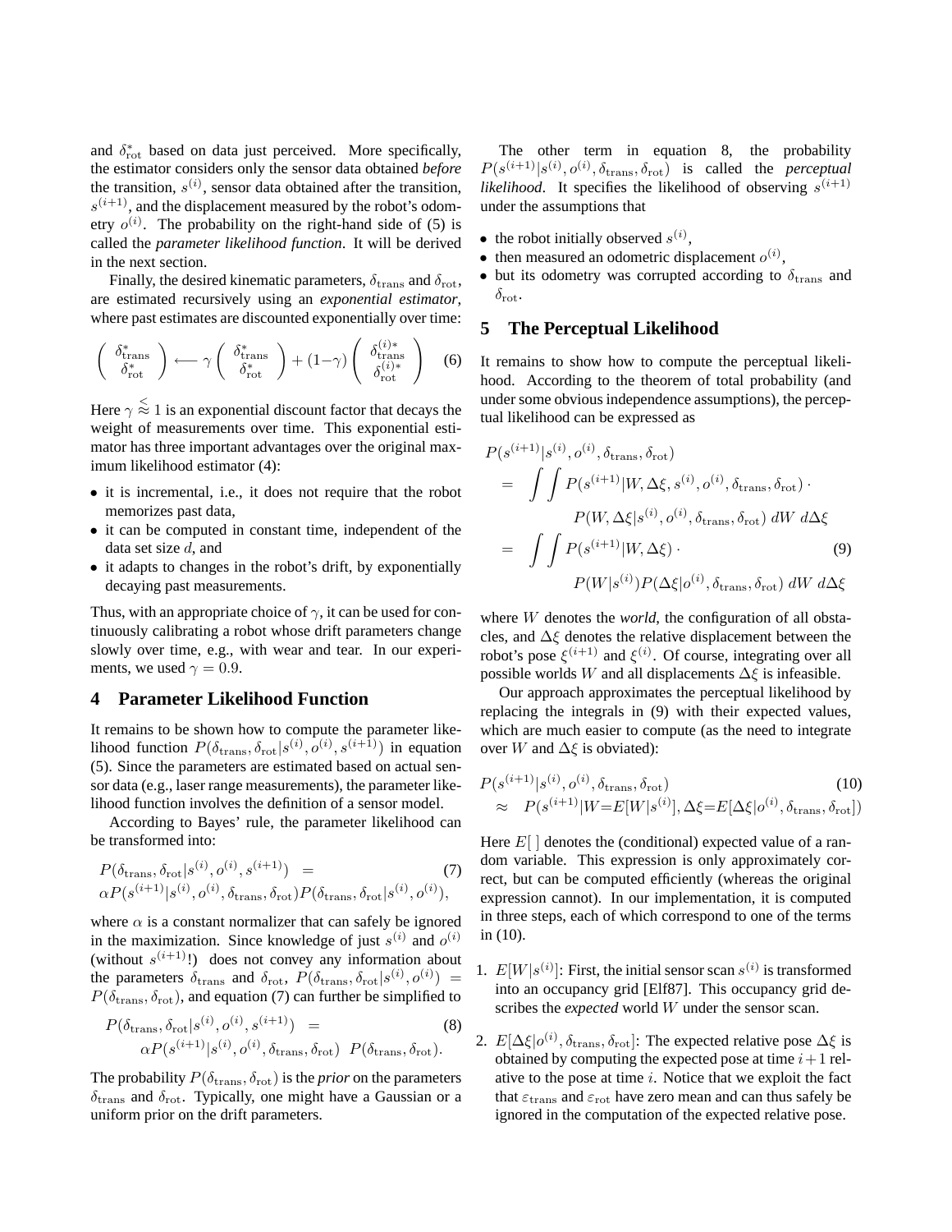and $\delta^*_{\rm rot}$ based on data just perceived. More specifically, the estimator considers only the sensor data obtained *before* the transition, $s^{(i)}$, sensor data obtained after the transition, $s^{(i+1)}$, and the displacement measured by the robot's odometry $o^{(i)}$. The probability on the right-hand side of (5) is called the *parameter likelihood function*. It will be derived in the next section.

Finally, the desired kinematic parameters, $\delta_{\rm trans}$ and $\delta_{\rm rot}$, are estimated recursively using an *exponential estimator*, where past estimates are discounted exponentially over time:

$$\left( \begin{array}{c} \delta^*_{\rm trans} \\ \delta^*_{\rm rot} \end{array} \right) \longleftarrow \gamma \left( \begin{array}{c} \delta^*_{\rm trans} \\ \delta^*_{\rm rot} \end{array} \right) + (1-\gamma) \left( \begin{array}{c} \delta^{(i)*}_{\rm trans} \\ \delta^{(i)*}_{\rm rot} \end{array} \right) \quad (6)$$

Here $\gamma \lessapprox 1$ is an exponential discount factor that decays the weight of measurements over time. This exponential estimator has three important advantages over the original maximum likelihood estimator (4):

- it is incremental, i.e., it does not require that the robot memorizes past data,
- it can be computed in constant time, independent of the data set size $d$, and
- it adapts to changes in the robot's drift, by exponentially decaying past measurements.

Thus, with an appropriate choice of $\gamma$, it can be used for continuously calibrating a robot whose drift parameters change slowly over time, e.g., with wear and tear. In our experiments, we used $\gamma = 0.9$.

## 4 Parameter Likelihood Function

It remains to be shown how to compute the parameter likelihood function $P(\delta_{\rm trans}, \delta_{\rm rot} | s^{(i)}, o^{(i)}, s^{(i+1)})$ in equation (5). Since the parameters are estimated based on actual sensor data (e.g., laser range measurements), the parameter likelihood function involves the definition of a sensor model.

According to Bayes' rule, the parameter likelihood can be transformed into:

$$\begin{aligned} & P(\delta_{\rm trans}, \delta_{\rm rot} | s^{(i)}, o^{(i)}, s^{(i+1)}) \;\; = \\ & \alpha P(s^{(i+1)} | s^{(i)}, o^{(i)}, \delta_{\rm trans}, \delta_{\rm rot}) P(\delta_{\rm trans}, \delta_{\rm rot} | s^{(i)}, o^{(i)}), \end{aligned} \quad (7)$$

where $\alpha$ is a constant normalizer that can safely be ignored in the maximization. Since knowledge of just $s^{(i)}$ and $o^{(i)}$ (without $s^{(i+1)}$!) does not convey any information about the parameters $\delta_{\rm trans}$ and $\delta_{\rm rot}$, $P(\delta_{\rm trans}, \delta_{\rm rot} | s^{(i)}, o^{(i)}) = P(\delta_{\rm trans}, \delta_{\rm rot})$, and equation (7) can further be simplified to

$$\begin{aligned} & P(\delta_{\rm trans}, \delta_{\rm rot} | s^{(i)}, o^{(i)}, s^{(i+1)}) \;\; = \\ & \qquad \alpha P(s^{(i+1)} | s^{(i)}, o^{(i)}, \delta_{\rm trans}, \delta_{\rm rot}) \;\; P(\delta_{\rm trans}, \delta_{\rm rot}). \end{aligned} \quad (8)$$

The probability $P(\delta_{\rm trans}, \delta_{\rm rot})$ is the *prior* on the parameters $\delta_{\rm trans}$ and $\delta_{\rm rot}$. Typically, one might have a Gaussian or a uniform prior on the drift parameters.

The other term in equation 8, the probability $P(s^{(i+1)} | s^{(i)}, o^{(i)}, \delta_{\rm trans}, \delta_{\rm rot})$ is called the *perceptual likelihood*. It specifies the likelihood of observing $s^{(i+1)}$ under the assumptions that

- the robot initially observed $s^{(i)}$,
- then measured an odometric displacement $o^{(i)}$,
- but its odometry was corrupted according to $\delta_{\rm trans}$ and $\delta_{\rm rot}$.

## 5 The Perceptual Likelihood

It remains to show how to compute the perceptual likelihood. According to the theorem of total probability (and under some obvious independence assumptions), the perceptual likelihood can be expressed as

$$\begin{aligned} & P(s^{(i+1)} | s^{(i)}, o^{(i)}, \delta_{\rm trans}, \delta_{\rm rot}) \\ & = \int\int P(s^{(i+1)} | W, \Delta\xi, s^{(i)}, o^{(i)}, \delta_{\rm trans}, \delta_{\rm rot}) \cdot \\ & \qquad P(W, \Delta\xi | s^{(i)}, o^{(i)}, \delta_{\rm trans}, \delta_{\rm rot}) \; dW \; d\Delta\xi \\ & = \int\int P(s^{(i+1)} | W, \Delta\xi) \cdot \qquad (9) \\ & \qquad P(W | s^{(i)}) P(\Delta\xi | o^{(i)}, \delta_{\rm trans}, \delta_{\rm rot}) \; dW \; d\Delta\xi \end{aligned}$$

where $W$ denotes the *world*, the configuration of all obstacles, and $\Delta\xi$ denotes the relative displacement between the robot's pose $\xi^{(i+1)}$ and $\xi^{(i)}$. Of course, integrating over all possible worlds $W$ and all displacements $\Delta\xi$ is infeasible.

Our approach approximates the perceptual likelihood by replacing the integrals in (9) with their expected values, which are much easier to compute (as the need to integrate over $W$ and $\Delta\xi$ is obviated):

$$\begin{aligned} & P(s^{(i+1)} | s^{(i)}, o^{(i)}, \delta_{\rm trans}, \delta_{\rm rot}) \qquad (10) \\ & \approx \;\; P(s^{(i+1)} | W{=}E[W | s^{(i)}], \Delta\xi{=}E[\Delta\xi | o^{(i)}, \delta_{\rm trans}, \delta_{\rm rot}]) \end{aligned}$$

Here $E[\,]$ denotes the (conditional) expected value of a random variable. This expression is only approximately correct, but can be computed efficiently (whereas the original expression cannot). In our implementation, it is computed in three steps, each of which correspond to one of the terms in (10).

1. $E[W | s^{(i)}]$: First, the initial sensor scan $s^{(i)}$ is transformed into an occupancy grid [Elf87]. This occupancy grid describes the *expected* world $W$ under the sensor scan.

2. $E[\Delta\xi | o^{(i)}, \delta_{\rm trans}, \delta_{\rm rot}]$: The expected relative pose $\Delta\xi$ is obtained by computing the expected pose at time $i+1$ relative to the pose at time $i$. Notice that we exploit the fact that $\varepsilon_{\rm trans}$ and $\varepsilon_{\rm rot}$ have zero mean and can thus safely be ignored in the computation of the expected relative pose.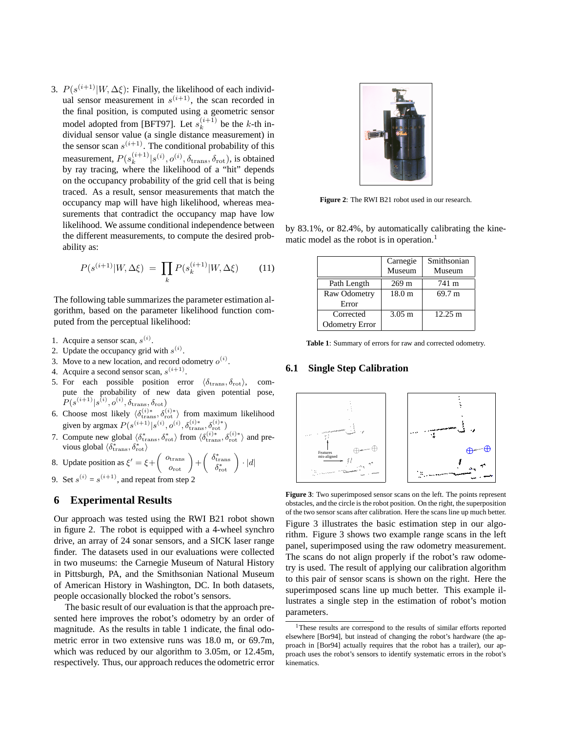3. $P(s^{(i+1)}|W, \Delta\xi)$: Finally, the likelihood of each individual sensor measurement in $s^{(i+1)}$, the scan recorded in the final position, is computed using a geometric sensor model adopted from [BFT97]. Let $s_k^{(i+1)}$ be the $k$-th individual sensor value (a single distance measurement) in the sensor scan $s^{(i+1)}$. The conditional probability of this measurement, $P(s_k^{(i+1)}|s^{(i)}, o^{(i)}, \delta_{\text{trans}}, \delta_{\text{rot}})$, is obtained by ray tracing, where the likelihood of a "hit" depends on the occupancy probability of the grid cell that is being traced. As a result, sensor measurements that match the occupancy map will have high likelihood, whereas measurements that contradict the occupancy map have low likelihood. We assume conditional independence between the different measurements, to compute the desired probability as:

$$P(s^{(i+1)}|W, \Delta\xi) \;=\; \prod_k P(s_k^{(i+1)}|W, \Delta\xi) \qquad (11)$$

The following table summarizes the parameter estimation algorithm, based on the parameter likelihood function computed from the perceptual likelihood:

1. Acquire a sensor scan, $s^{(i)}$.
2. Update the occupancy grid with $s^{(i)}$.
3. Move to a new location, and record odometry $o^{(i)}$.
4. Acquire a second sensor scan, $s^{(i+1)}$.
5. For each possible position error $\langle \delta_{\text{trans}}, \delta_{\text{rot}} \rangle$, compute the probability of new data given potential pose, $P(s^{(i+1)}|s^{(i)}, o^{(i)}, \delta_{\text{trans}}, \delta_{\text{rot}})$
6. Choose most likely $\langle \delta_{\text{trans}}^{(i)*}, \delta_{\text{rot}}^{(i)*} \rangle$ from maximum likelihood given by argmax $P(s^{(i+1)}|s^{(i)}, o^{(i)}, \delta_{\text{trans}}^{(i)*}, \delta_{\text{rot}}^{(i)*})$
7. Compute new global $\langle \delta_{\text{trans}}^{*}, \delta_{\text{rot}}^{*} \rangle$ from $\langle \delta_{\text{trans}}^{(i)*}, \delta_{\text{rot}}^{(i)*} \rangle$ and previous global $\langle \delta_{\text{trans}}^{*}, \delta_{\text{rot}}^{*} \rangle$
8. Update position as $\xi' = \xi + \begin{pmatrix} o_{\text{trans}} \\ o_{\text{rot}} \end{pmatrix} + \begin{pmatrix} \delta_{\text{trans}}^{*} \\ \delta_{\text{rot}}^{*} \end{pmatrix} \cdot |d|$
9. Set $s^{(i)} = s^{(i+1)}$, and repeat from step 2

## 6 Experimental Results

Our approach was tested using the RWI B21 robot shown in figure 2. The robot is equipped with a 4-wheel synchro drive, an array of 24 sonar sensors, and a SICK laser range finder. The datasets used in our evaluations were collected in two museums: the Carnegie Museum of Natural History in Pittsburgh, PA, and the Smithsonian National Museum of American History in Washington, DC. In both datasets, people occasionally blocked the robot's sensors.

The basic result of our evaluation is that the approach presented here improves the robot's odometry by an order of magnitude. As the results in table 1 indicate, the final odometric error in two extensive runs was 18.0 m, or 69.7m, which was reduced by our algorithm to 3.05m, or 12.45m, respectively. Thus, our approach reduces the odometric error by 83.1%, or 82.4%, by automatically calibrating the kinematic model as the robot is in operation.[1]

**Figure 2**: The RWI B21 robot used in our research.

| | Carnegie Museum | Smithsonian Museum |
|---|---|---|
| Path Length | 269 m | 741 m |
| Raw Odometry Error | 18.0 m | 69.7 m |
| Corrected Odometry Error | 3.05 m | 12.25 m |

**Table 1**: Summary of errors for raw and corrected odometry.

### 6.1 Single Step Calibration

**Figure 3**: Two superimposed sensor scans on the left. The points represent obstacles, and the circle is the robot position. On the right, the superposition of the two sensor scans after calibration. Here the scans line up much better.

Figure 3 illustrates the basic estimation step in our algorithm. Figure 3 shows two example range scans in the left panel, superimposed using the raw odometry measurement. The scans do not align properly if the robot's raw odometry is used. The result of applying our calibration algorithm to this pair of sensor scans is shown on the right. Here the superimposed scans line up much better. This example illustrates a single step in the estimation of robot's motion parameters.

[1] These results are correspond to the results of similar efforts reported elsewhere [Bor94], but instead of changing the robot's hardware (the approach in [Bor94] actually requires that the robot has a trailer), our approach uses the robot's sensors to identify systematic errors in the robot's kinematics.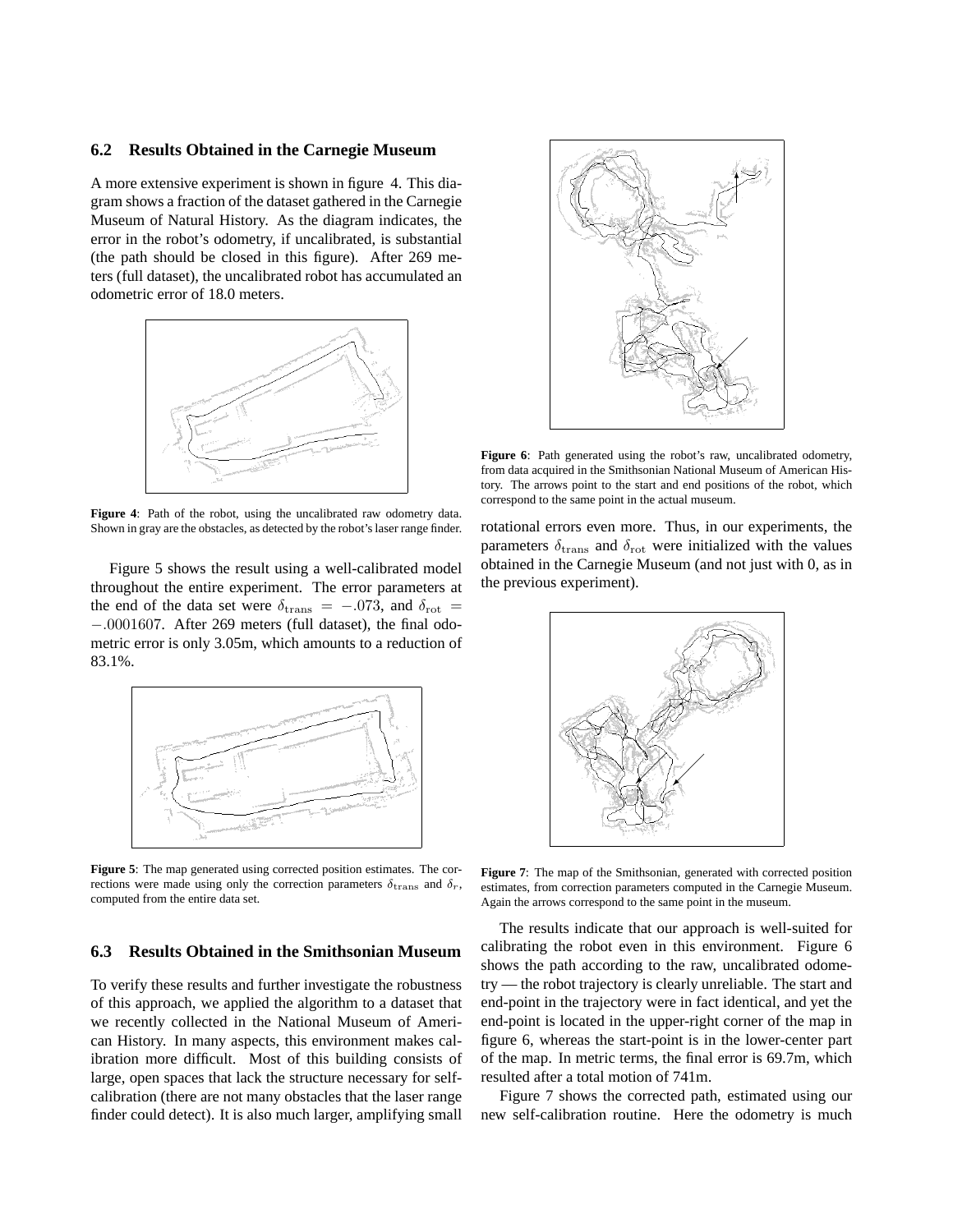### 6.2 Results Obtained in the Carnegie Museum

A more extensive experiment is shown in figure 4. This diagram shows a fraction of the dataset gathered in the Carnegie Museum of Natural History. As the diagram indicates, the error in the robot's odometry, if uncalibrated, is substantial (the path should be closed in this figure). After 269 meters (full dataset), the uncalibrated robot has accumulated an odometric error of 18.0 meters.

**Figure 4**: Path of the robot, using the uncalibrated raw odometry data. Shown in gray are the obstacles, as detected by the robot's laser range finder.

Figure 5 shows the result using a well-calibrated model throughout the entire experiment. The error parameters at the end of the data set were $\delta_{\text{trans}} = -.073$, and $\delta_{\text{rot}} = -.0001607$. After 269 meters (full dataset), the final odometric error is only 3.05m, which amounts to a reduction of 83.1%.

**Figure 5**: The map generated using corrected position estimates. The corrections were made using only the correction parameters $\delta_{\text{trans}}$ and $\delta_r$, computed from the entire data set.

### 6.3 Results Obtained in the Smithsonian Museum

To verify these results and further investigate the robustness of this approach, we applied the algorithm to a dataset that we recently collected in the National Museum of American History. In many aspects, this environment makes calibration more difficult. Most of this building consists of large, open spaces that lack the structure necessary for self-calibration (there are not many obstacles that the laser range finder could detect). It is also much larger, amplifying small rotational errors even more. Thus, in our experiments, the parameters $\delta_{\text{trans}}$ and $\delta_{\text{rot}}$ were initialized with the values obtained in the Carnegie Museum (and not just with 0, as in the previous experiment).

**Figure 6**: Path generated using the robot's raw, uncalibrated odometry, from data acquired in the Smithsonian National Museum of American History. The arrows point to the start and end positions of the robot, which correspond to the same point in the actual museum.

**Figure 7**: The map of the Smithsonian, generated with corrected position estimates, from correction parameters computed in the Carnegie Museum. Again the arrows correspond to the same point in the museum.

The results indicate that our approach is well-suited for calibrating the robot even in this environment. Figure 6 shows the path according to the raw, uncalibrated odometry — the robot trajectory is clearly unreliable. The start and end-point in the trajectory were in fact identical, and yet the end-point is located in the upper-right corner of the map in figure 6, whereas the start-point is in the lower-center part of the map. In metric terms, the final error is 69.7m, which resulted after a total motion of 741m.

Figure 7 shows the corrected path, estimated using our new self-calibration routine. Here the odometry is much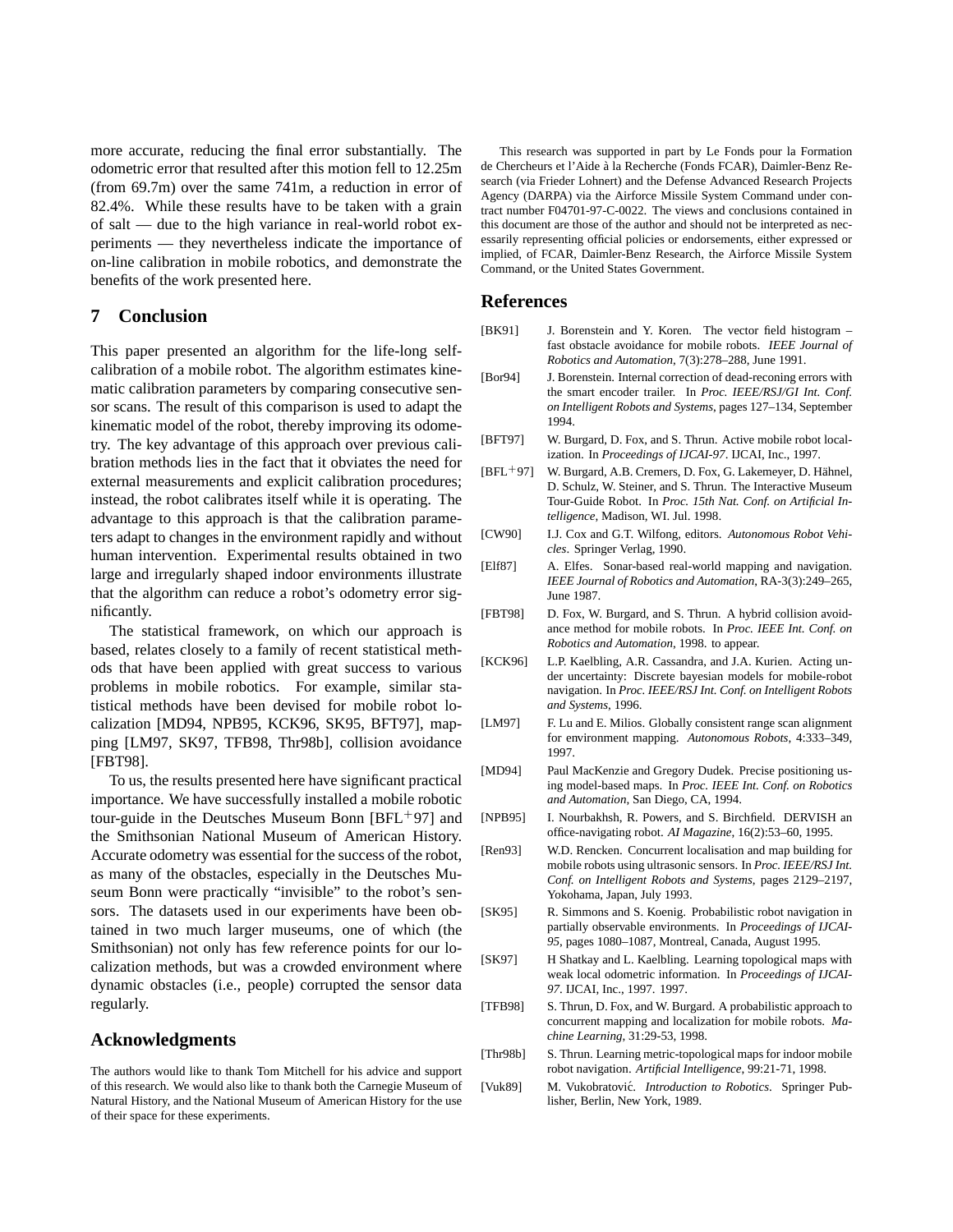more accurate, reducing the final error substantially. The odometric error that resulted after this motion fell to 12.25m (from 69.7m) over the same 741m, a reduction in error of 82.4%. While these results have to be taken with a grain of salt — due to the high variance in real-world robot experiments — they nevertheless indicate the importance of on-line calibration in mobile robotics, and demonstrate the benefits of the work presented here.

## 7 Conclusion

This paper presented an algorithm for the life-long self-calibration of a mobile robot. The algorithm estimates kinematic calibration parameters by comparing consecutive sensor scans. The result of this comparison is used to adapt the kinematic model of the robot, thereby improving its odometry. The key advantage of this approach over previous calibration methods lies in the fact that it obviates the need for external measurements and explicit calibration procedures; instead, the robot calibrates itself while it is operating. The advantage to this approach is that the calibration parameters adapt to changes in the environment rapidly and without human intervention. Experimental results obtained in two large and irregularly shaped indoor environments illustrate that the algorithm can reduce a robot's odometry error significantly.

The statistical framework, on which our approach is based, relates closely to a family of recent statistical methods that have been applied with great success to various problems in mobile robotics. For example, similar statistical methods have been devised for mobile robot localization [MD94, NPB95, KCK96, SK95, BFT97], mapping [LM97, SK97, TFB98, Thr98b], collision avoidance [FBT98].

To us, the results presented here have significant practical importance. We have successfully installed a mobile robotic tour-guide in the Deutsches Museum Bonn [BFL+97] and the Smithsonian National Museum of American History. Accurate odometry was essential for the success of the robot, as many of the obstacles, especially in the Deutsches Museum Bonn were practically "invisible" to the robot's sensors. The datasets used in our experiments have been obtained in two much larger museums, one of which (the Smithsonian) not only has few reference points for our localization methods, but was a crowded environment where dynamic obstacles (i.e., people) corrupted the sensor data regularly.

## Acknowledgments

The authors would like to thank Tom Mitchell for his advice and support of this research. We would also like to thank both the Carnegie Museum of Natural History, and the National Museum of American History for the use of their space for these experiments.

This research was supported in part by Le Fonds pour la Formation de Chercheurs et l'Aide à la Recherche (Fonds FCAR), Daimler-Benz Research (via Frieder Lohnert) and the Defense Advanced Research Projects Agency (DARPA) via the Airforce Missile System Command under contract number F04701-97-C-0022. The views and conclusions contained in this document are those of the author and should not be interpreted as necessarily representing official policies or endorsements, either expressed or implied, of FCAR, Daimler-Benz Research, the Airforce Missile System Command, or the United States Government.

## References

[BK91] J. Borenstein and Y. Koren. The vector field histogram – fast obstacle avoidance for mobile robots. *IEEE Journal of Robotics and Automation*, 7(3):278–288, June 1991.

[Bor94] J. Borenstein. Internal correction of dead-reconing errors with the smart encoder trailer. In *Proc. IEEE/RSJ/GI Int. Conf. on Intelligent Robots and Systems*, pages 127–134, September 1994.

[BFT97] W. Burgard, D. Fox, and S. Thrun. Active mobile robot localization. In *Proceedings of IJCAI-97*. IJCAI, Inc., 1997.

[BFL+97] W. Burgard, A.B. Cremers, D. Fox, G. Lakemeyer, D. Hähnel, D. Schulz, W. Steiner, and S. Thrun. The Interactive Museum Tour-Guide Robot. In *Proc. 15th Nat. Conf. on Artificial Intelligence*, Madison, WI. Jul. 1998.

[CW90] I.J. Cox and G.T. Wilfong, editors. *Autonomous Robot Vehicles*. Springer Verlag, 1990.

[Elf87] A. Elfes. Sonar-based real-world mapping and navigation. *IEEE Journal of Robotics and Automation*, RA-3(3):249–265, June 1987.

[FBT98] D. Fox, W. Burgard, and S. Thrun. A hybrid collision avoidance method for mobile robots. In *Proc. IEEE Int. Conf. on Robotics and Automation*, 1998. to appear.

[KCK96] L.P. Kaelbling, A.R. Cassandra, and J.A. Kurien. Acting under uncertainty: Discrete bayesian models for mobile-robot navigation. In *Proc. IEEE/RSJ Int. Conf. on Intelligent Robots and Systems*, 1996.

[LM97] F. Lu and E. Milios. Globally consistent range scan alignment for environment mapping. *Autonomous Robots*, 4:333–349, 1997.

[MD94] Paul MacKenzie and Gregory Dudek. Precise positioning using model-based maps. In *Proc. IEEE Int. Conf. on Robotics and Automation*, San Diego, CA, 1994.

[NPB95] I. Nourbakhsh, R. Powers, and S. Birchfield. DERVISH an office-navigating robot. *AI Magazine*, 16(2):53–60, 1995.

[Ren93] W.D. Rencken. Concurrent localisation and map building for mobile robots using ultrasonic sensors. In *Proc. IEEE/RSJ Int. Conf. on Intelligent Robots and Systems*, pages 2129–2197, Yokohama, Japan, July 1993.

[SK95] R. Simmons and S. Koenig. Probabilistic robot navigation in partially observable environments. In *Proceedings of IJCAI-95*, pages 1080–1087, Montreal, Canada, August 1995.

[SK97] H Shatkay and L. Kaelbling. Learning topological maps with weak local odometric information. In *Proceedings of IJCAI-97*. IJCAI, Inc., 1997. 1997.

[TFB98] S. Thrun, D. Fox, and W. Burgard. A probabilistic approach to concurrent mapping and localization for mobile robots. *Machine Learning*, 31:29-53, 1998.

[Thr98b] S. Thrun. Learning metric-topological maps for indoor mobile robot navigation. *Artificial Intelligence*, 99:21-71, 1998.

[Vuk89] M. Vukobratović. *Introduction to Robotics*. Springer Publisher, Berlin, New York, 1989.